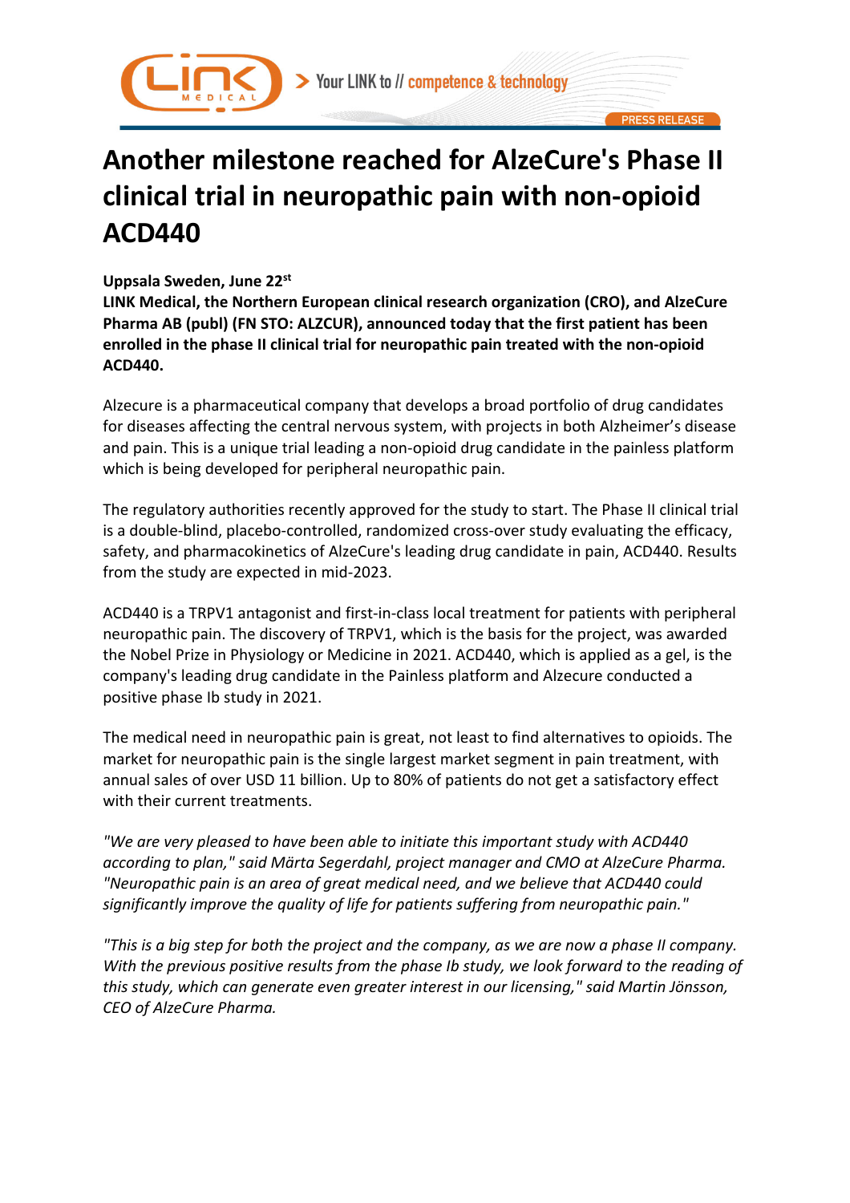# Another milestone reached for AlzeCure's Phase II clinical trial in neuropathic pain with non-opioid ACD440

**Uppsala Sweden, June 22nd**
**LINK Medical, the Northern European clinical research organization (CRO), and AlzeCure Pharma AB (publ) (FN STO: ALZCUR), announced today that the first patient has been enrolled in the phase II clinical trial for neuropathic pain treated with the non-opioid ACD440.**

Alzecure is a pharmaceutical company that develops a broad portfolio of drug candidates for diseases affecting the central nervous system, with projects in both Alzheimer's disease and pain. This is a unique trial leading a non-opioid drug candidate in the painless platform which is being developed for peripheral neuropathic pain.

The regulatory authorities recently approved for the study to start. The Phase II clinical trial is a double-blind, placebo-controlled, randomized cross-over study evaluating the efficacy, safety, and pharmacokinetics of AlzeCure's leading drug candidate in pain, ACD440. Results from the study are expected in mid-2023.

ACD440 is a TRPV1 antagonist and first-in-class local treatment for patients with peripheral neuropathic pain. The discovery of TRPV1, which is the basis for the project, was awarded the Nobel Prize in Physiology or Medicine in 2021. ACD440, which is applied as a gel, is the company's leading drug candidate in the Painless platform and Alzecure conducted a positive phase Ib study in 2021.

The medical need in neuropathic pain is great, not least to find alternatives to opioids. The market for neuropathic pain is the single largest market segment in pain treatment, with annual sales of over USD 11 billion. Up to 80% of patients do not get a satisfactory effect with their current treatments.

*"We are very pleased to have been able to initiate this important study with ACD440 according to plan," said Märta Segerdahl, project manager and CMO at AlzeCure Pharma. "Neuropathic pain is an area of great medical need, and we believe that ACD440 could significantly improve the quality of life for patients suffering from neuropathic pain."*

*"This is a big step for both the project and the company, as we are now a phase II company. With the previous positive results from the phase Ib study, we look forward to the reading of this study, which can generate even greater interest in our licensing," said Martin Jönsson, CEO of AlzeCure Pharma.*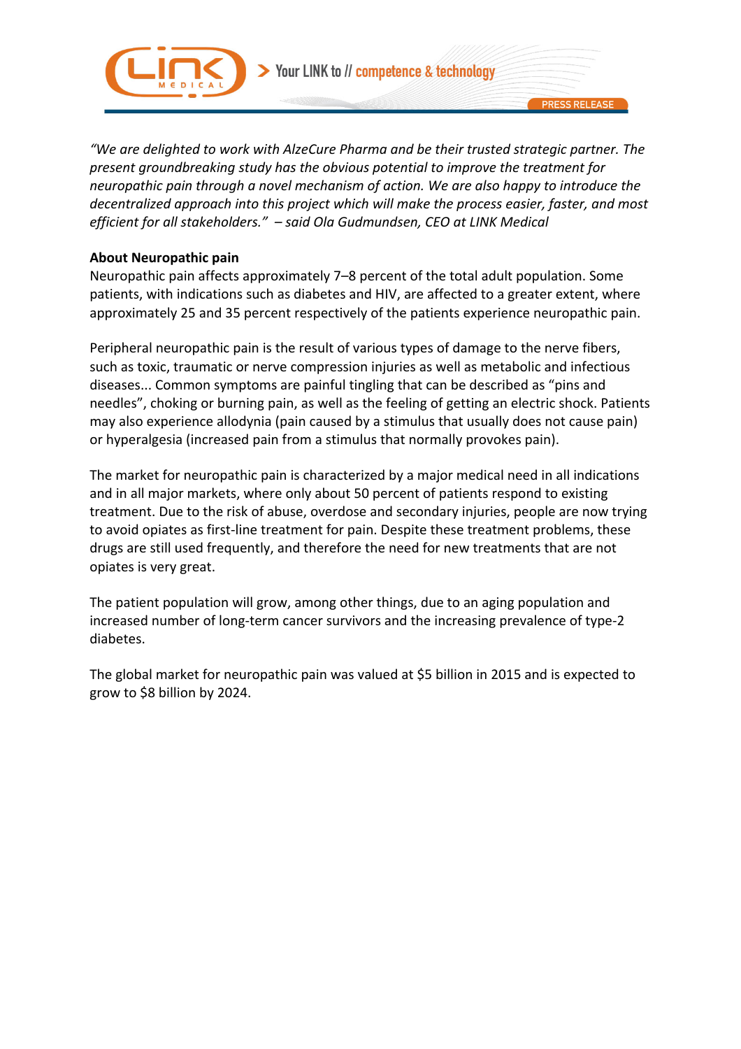*"We are delighted to work with AlzeCure Pharma and be their trusted strategic partner. The present groundbreaking study has the obvious potential to improve the treatment for neuropathic pain through a novel mechanism of action. We are also happy to introduce the decentralized approach into this project which will make the process easier, faster, and most efficient for all stakeholders." – said Ola Gudmundsen, CEO at LINK Medical*

**About Neuropathic pain**

Neuropathic pain affects approximately 7–8 percent of the total adult population. Some patients, with indications such as diabetes and HIV, are affected to a greater extent, where approximately 25 and 35 percent respectively of the patients experience neuropathic pain.

Peripheral neuropathic pain is the result of various types of damage to the nerve fibers, such as toxic, traumatic or nerve compression injuries as well as metabolic and infectious diseases... Common symptoms are painful tingling that can be described as "pins and needles", choking or burning pain, as well as the feeling of getting an electric shock. Patients may also experience allodynia (pain caused by a stimulus that usually does not cause pain) or hyperalgesia (increased pain from a stimulus that normally provokes pain).

The market for neuropathic pain is characterized by a major medical need in all indications and in all major markets, where only about 50 percent of patients respond to existing treatment. Due to the risk of abuse, overdose and secondary injuries, people are now trying to avoid opiates as first-line treatment for pain. Despite these treatment problems, these drugs are still used frequently, and therefore the need for new treatments that are not opiates is very great.

The patient population will grow, among other things, due to an aging population and increased number of long-term cancer survivors and the increasing prevalence of type-2 diabetes.

The global market for neuropathic pain was valued at $5 billion in 2015 and is expected to grow to $8 billion by 2024.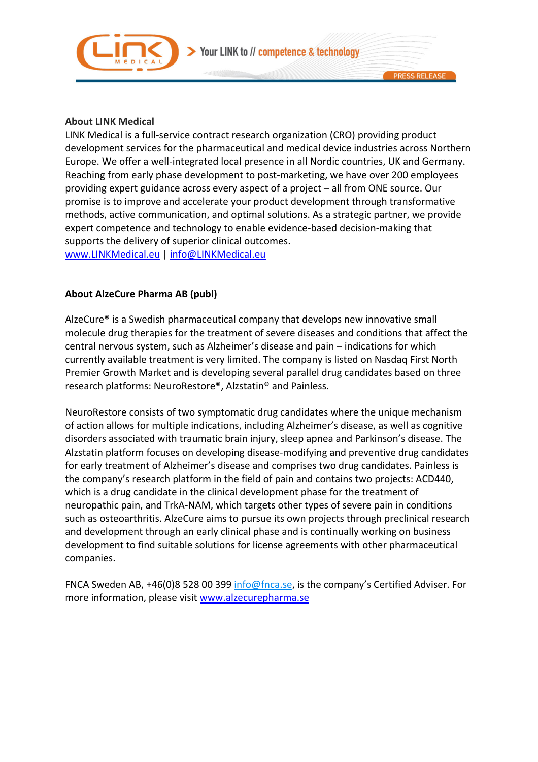**About LINK Medical**

LINK Medical is a full-service contract research organization (CRO) providing product development services for the pharmaceutical and medical device industries across Northern Europe. We offer a well-integrated local presence in all Nordic countries, UK and Germany. Reaching from early phase development to post-marketing, we have over 200 employees providing expert guidance across every aspect of a project – all from ONE source. Our promise is to improve and accelerate your product development through transformative methods, active communication, and optimal solutions. As a strategic partner, we provide expert competence and technology to enable evidence-based decision-making that supports the delivery of superior clinical outcomes.
www.LINKMedical.eu | info@LINKMedical.eu

**About AlzeCure Pharma AB (publ)**

AlzeCure® is a Swedish pharmaceutical company that develops new innovative small molecule drug therapies for the treatment of severe diseases and conditions that affect the central nervous system, such as Alzheimer's disease and pain – indications for which currently available treatment is very limited. The company is listed on Nasdaq First North Premier Growth Market and is developing several parallel drug candidates based on three research platforms: NeuroRestore®, Alzstatin® and Painless.

NeuroRestore consists of two symptomatic drug candidates where the unique mechanism of action allows for multiple indications, including Alzheimer's disease, as well as cognitive disorders associated with traumatic brain injury, sleep apnea and Parkinson's disease. The Alzstatin platform focuses on developing disease-modifying and preventive drug candidates for early treatment of Alzheimer's disease and comprises two drug candidates. Painless is the company's research platform in the field of pain and contains two projects: ACD440, which is a drug candidate in the clinical development phase for the treatment of neuropathic pain, and TrkA-NAM, which targets other types of severe pain in conditions such as osteoarthritis. AlzeCure aims to pursue its own projects through preclinical research and development through an early clinical phase and is continually working on business development to find suitable solutions for license agreements with other pharmaceutical companies.

FNCA Sweden AB, +46(0)8 528 00 399 info@fnca.se, is the company's Certified Adviser. For more information, please visit www.alzecurepharma.se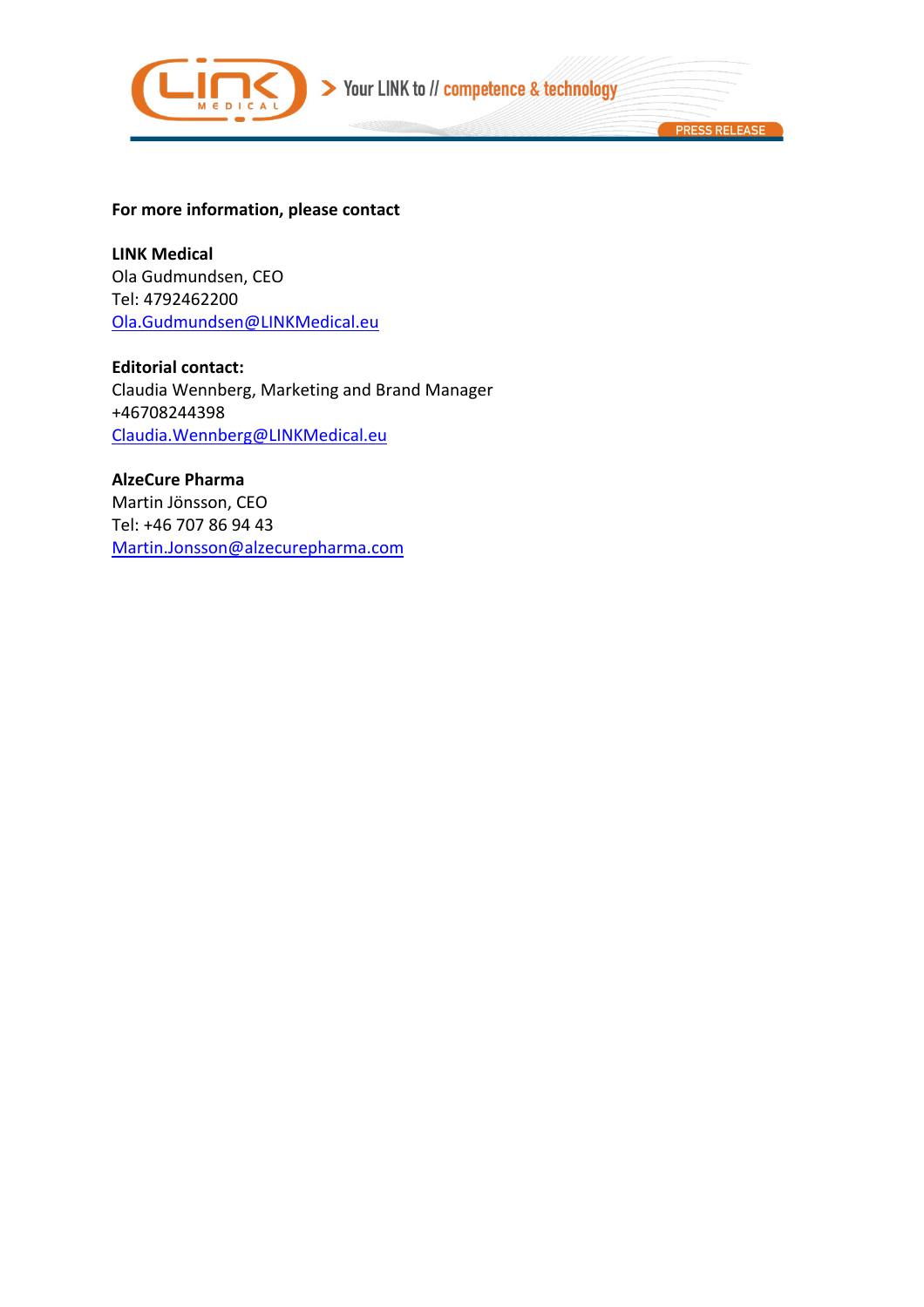**For more information, please contact**

**LINK Medical**
Ola Gudmundsen, CEO
Tel: 4792462200
Ola.Gudmundsen@LINKMedical.eu

**Editorial contact:**
Claudia Wennberg, Marketing and Brand Manager
+46708244398
Claudia.Wennberg@LINKMedical.eu

**AlzeCure Pharma**
Martin Jönsson, CEO
Tel: +46 707 86 94 43
Martin.Jonsson@alzecurepharma.com